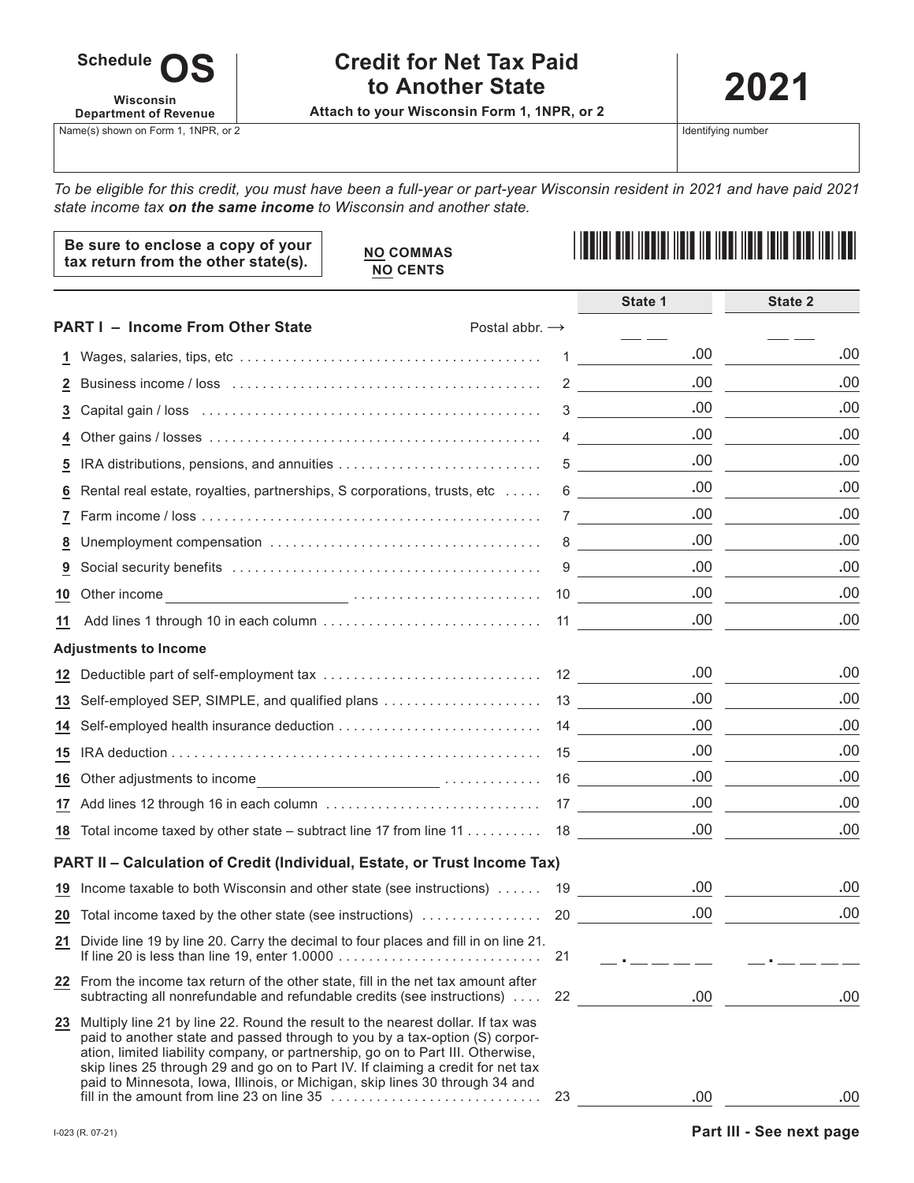**Schedule OS**

**Wisconsin Department of Revenue**

# Credit for Net Tax Paid to Another State

**Attach to your Wisconsin Form 1, 1NPR, or 2**

# 2021

Name(s) shown on Form 1, 1NPR, or 2 | Identifying number

*To be eligible for this credit, you must have been a full-year or part-year Wisconsin resident in 2021 and have paid 2021 state income tax **on the same income** to Wisconsin and another state.*

**Be sure to enclose a copy of your tax return from the other state(s).**

**NO COMMAS**
**NO CENTS**

| | | | State 1 | State 2 |
|---|---|---|---|---|
| **PART I – Income From Other State** | | Postal abbr. → | \_\_ \_\_ | \_\_ \_\_ |
| **1** | Wages, salaries, tips, etc | 1 | .00 | .00 |
| **2** | Business income / loss | 2 | .00 | .00 |
| **3** | Capital gain / loss | 3 | .00 | .00 |
| **4** | Other gains / losses | 4 | .00 | .00 |
| **5** | IRA distributions, pensions, and annuities | 5 | .00 | .00 |
| **6** | Rental real estate, royalties, partnerships, S corporations, trusts, etc | 6 | .00 | .00 |
| **7** | Farm income / loss | 7 | .00 | .00 |
| **8** | Unemployment compensation | 8 | .00 | .00 |
| **9** | Social security benefits | 9 | .00 | .00 |
| **10** | Other income \_\_\_\_\_\_\_\_\_\_ | 10 | .00 | .00 |
| **11** | Add lines 1 through 10 in each column | 11 | .00 | .00 |
| **Adjustments to Income** | | | | |
| **12** | Deductible part of self-employment tax | 12 | .00 | .00 |
| **13** | Self-employed SEP, SIMPLE, and qualified plans | 13 | .00 | .00 |
| **14** | Self-employed health insurance deduction | 14 | .00 | .00 |
| **15** | IRA deduction | 15 | .00 | .00 |
| **16** | Other adjustments to income \_\_\_\_\_\_\_\_\_\_ | 16 | .00 | .00 |
| **17** | Add lines 12 through 16 in each column | 17 | .00 | .00 |
| **18** | Total income taxed by other state – subtract line 17 from line 11 | 18 | .00 | .00 |
| **PART II – Calculation of Credit (Individual, Estate, or Trust Income Tax)** | | | | |
| **19** | Income taxable to both Wisconsin and other state (see instructions) | 19 | .00 | .00 |
| **20** | Total income taxed by the other state (see instructions) | 20 | .00 | .00 |
| **21** | Divide line 19 by line 20. Carry the decimal to four places and fill in on line 21. If line 20 is less than line 19, enter 1.0000 | 21 | \_ . \_ \_ \_ \_ | \_ . \_ \_ \_ \_ |
| **22** | From the income tax return of the other state, fill in the net tax amount after subtracting all nonrefundable and refundable credits (see instructions) | 22 | .00 | .00 |
| **23** | Multiply line 21 by line 22. Round the result to the nearest dollar. If tax was paid to another state and passed through to you by a tax-option (S) corporation, limited liability company, or partnership, go on to Part III. Otherwise, skip lines 25 through 29 and go on to Part IV. If claiming a credit for net tax paid to Minnesota, Iowa, Illinois, or Michigan, skip lines 30 through 34 and fill in the amount from line 23 on line 35 | 23 | .00 | .00 |

I-023 (R. 07-21)

**Part III - See next page**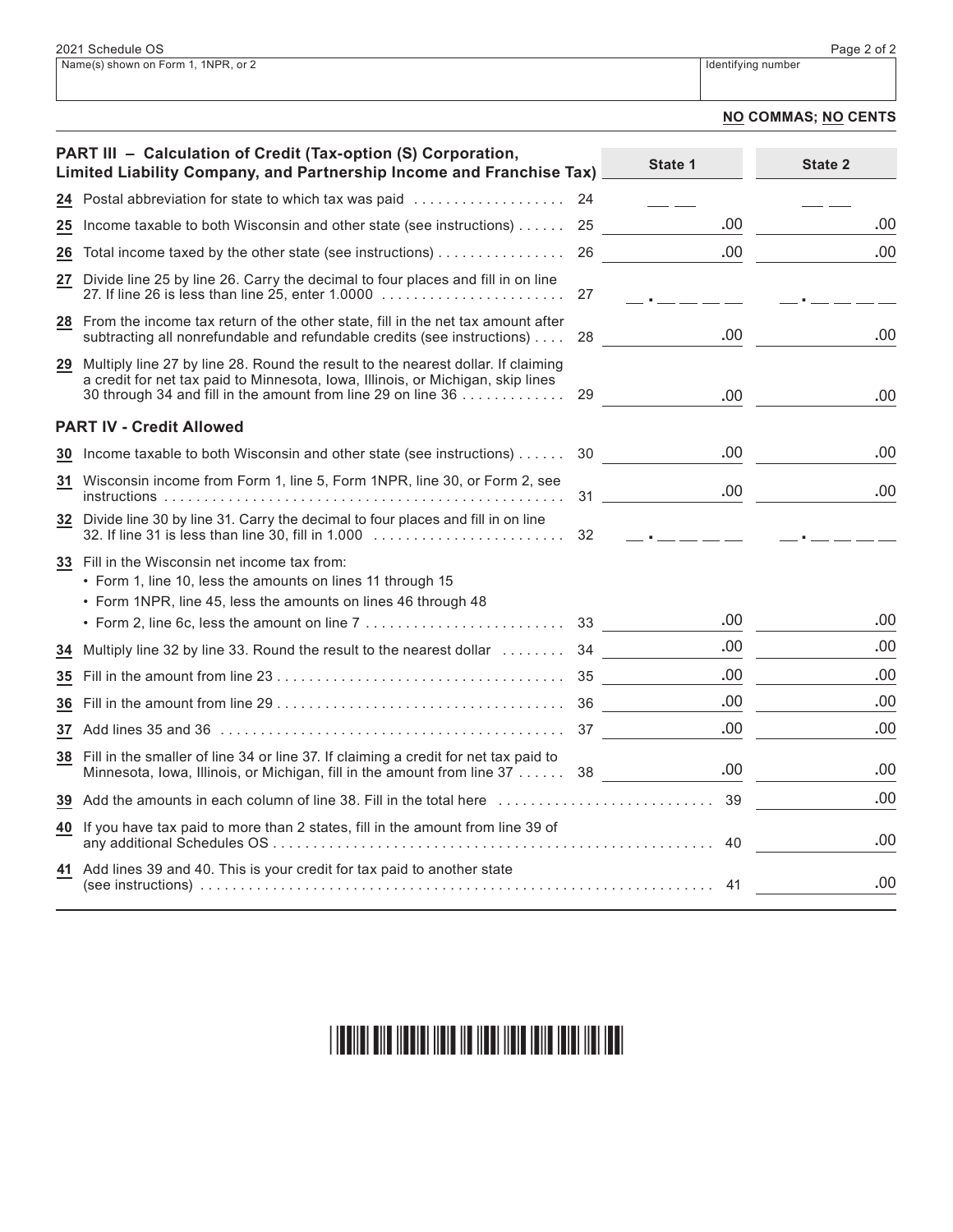2021 Schedule OS

| Name(s) shown on Form 1, 1NPR, or 2 | Identifying number |
|---|---|
| | |

**NO COMMAS; NO CENTS**

| PART III – Calculation of Credit (Tax-option (S) Corporation, Limited Liability Company, and Partnership Income and Franchise Tax) | | State 1 | State 2 |
|---|---|---|---|
| **24** Postal abbreviation for state to which tax was paid | 24 | __ __ | __ __ |
| **25** Income taxable to both Wisconsin and other state (see instructions) | 25 | .00 | .00 |
| **26** Total income taxed by the other state (see instructions) | 26 | .00 | .00 |
| **27** Divide line 25 by line 26. Carry the decimal to four places and fill in on line 27. If line 26 is less than line 25, enter 1.0000 | 27 | __ . __ __ __ __ | __ . __ __ __ __ |
| **28** From the income tax return of the other state, fill in the net tax amount after subtracting all nonrefundable and refundable credits (see instructions) | 28 | .00 | .00 |
| **29** Multiply line 27 by line 28. Round the result to the nearest dollar. If claiming a credit for net tax paid to Minnesota, Iowa, Illinois, or Michigan, skip lines 30 through 34 and fill in the amount from line 29 on line 36 | 29 | .00 | .00 |
| **PART IV - Credit Allowed** | | | |
| **30** Income taxable to both Wisconsin and other state (see instructions) | 30 | .00 | .00 |
| **31** Wisconsin income from Form 1, line 5, Form 1NPR, line 30, or Form 2, see instructions | 31 | .00 | .00 |
| **32** Divide line 30 by line 31. Carry the decimal to four places and fill in on line 32. If line 31 is less than line 30, fill in 1.000 | 32 | __ . __ __ __ __ | __ . __ __ __ __ |
| **33** Fill in the Wisconsin net income tax from:<br>• Form 1, line 10, less the amounts on lines 11 through 15<br>• Form 1NPR, line 45, less the amounts on lines 46 through 48<br>• Form 2, line 6c, less the amount on line 7 | 33 | .00 | .00 |
| **34** Multiply line 32 by line 33. Round the result to the nearest dollar | 34 | .00 | .00 |
| **35** Fill in the amount from line 23 | 35 | .00 | .00 |
| **36** Fill in the amount from line 29 | 36 | .00 | .00 |
| **37** Add lines 35 and 36 | 37 | .00 | .00 |
| **38** Fill in the smaller of line 34 or line 37. If claiming a credit for net tax paid to Minnesota, Iowa, Illinois, or Michigan, fill in the amount from line 37 | 38 | .00 | .00 |
| **39** Add the amounts in each column of line 38. Fill in the total here | | 39 | .00 |
| **40** If you have tax paid to more than 2 states, fill in the amount from line 39 of any additional Schedules OS | | 40 | .00 |
| **41** Add lines 39 and 40. This is your credit for tax paid to another state (see instructions) | | 41 | .00 |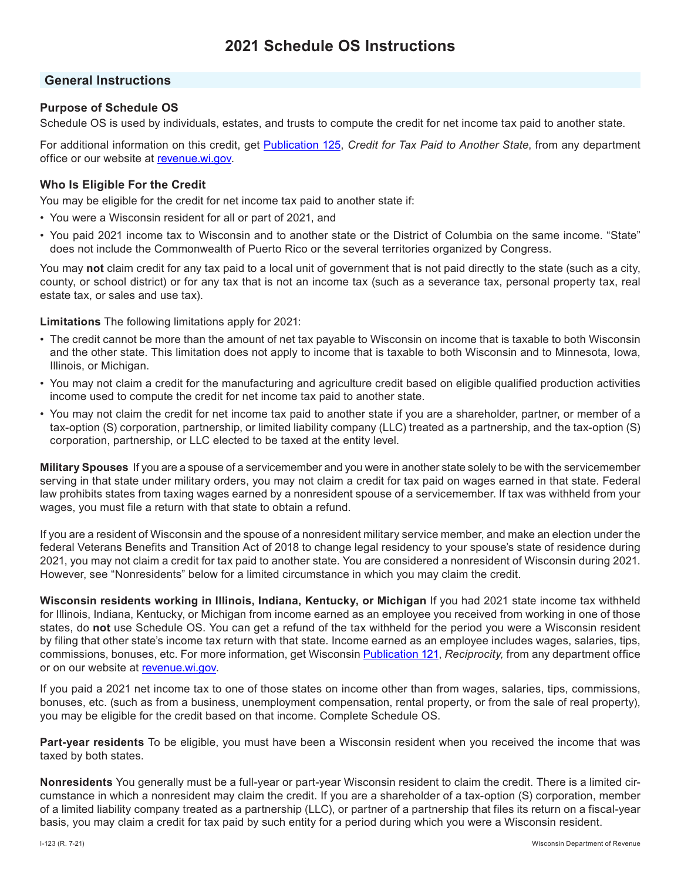# 2021 Schedule OS Instructions

## General Instructions

### Purpose of Schedule OS

Schedule OS is used by individuals, estates, and trusts to compute the credit for net income tax paid to another state.

For additional information on this credit, get Publication 125, *Credit for Tax Paid to Another State*, from any department office or our website at revenue.wi.gov.

### Who Is Eligible For the Credit

You may be eligible for the credit for net income tax paid to another state if:

- You were a Wisconsin resident for all or part of 2021, and
- You paid 2021 income tax to Wisconsin and to another state or the District of Columbia on the same income. "State" does not include the Commonwealth of Puerto Rico or the several territories organized by Congress.

You may **not** claim credit for any tax paid to a local unit of government that is not paid directly to the state (such as a city, county, or school district) or for any tax that is not an income tax (such as a severance tax, personal property tax, real estate tax, or sales and use tax).

**Limitations** The following limitations apply for 2021:

- The credit cannot be more than the amount of net tax payable to Wisconsin on income that is taxable to both Wisconsin and the other state. This limitation does not apply to income that is taxable to both Wisconsin and to Minnesota, Iowa, Illinois, or Michigan.
- You may not claim a credit for the manufacturing and agriculture credit based on eligible qualified production activities income used to compute the credit for net income tax paid to another state.
- You may not claim the credit for net income tax paid to another state if you are a shareholder, partner, or member of a tax-option (S) corporation, partnership, or limited liability company (LLC) treated as a partnership, and the tax-option (S) corporation, partnership, or LLC elected to be taxed at the entity level.

**Military Spouses** If you are a spouse of a servicemember and you were in another state solely to be with the servicemember serving in that state under military orders, you may not claim a credit for tax paid on wages earned in that state. Federal law prohibits states from taxing wages earned by a nonresident spouse of a servicemember. If tax was withheld from your wages, you must file a return with that state to obtain a refund.

If you are a resident of Wisconsin and the spouse of a nonresident military service member, and make an election under the federal Veterans Benefits and Transition Act of 2018 to change legal residency to your spouse's state of residence during 2021, you may not claim a credit for tax paid to another state. You are considered a nonresident of Wisconsin during 2021. However, see "Nonresidents" below for a limited circumstance in which you may claim the credit.

**Wisconsin residents working in Illinois, Indiana, Kentucky, or Michigan** If you had 2021 state income tax withheld for Illinois, Indiana, Kentucky, or Michigan from income earned as an employee you received from working in one of those states, do **not** use Schedule OS. You can get a refund of the tax withheld for the period you were a Wisconsin resident by filing that other state's income tax return with that state. Income earned as an employee includes wages, salaries, tips, commissions, bonuses, etc. For more information, get Wisconsin Publication 121, *Reciprocity,* from any department office or on our website at revenue.wi.gov.

If you paid a 2021 net income tax to one of those states on income other than from wages, salaries, tips, commissions, bonuses, etc. (such as from a business, unemployment compensation, rental property, or from the sale of real property), you may be eligible for the credit based on that income. Complete Schedule OS.

**Part-year residents** To be eligible, you must have been a Wisconsin resident when you received the income that was taxed by both states.

**Nonresidents** You generally must be a full-year or part-year Wisconsin resident to claim the credit. There is a limited circumstance in which a nonresident may claim the credit. If you are a shareholder of a tax-option (S) corporation, member of a limited liability company treated as a partnership (LLC), or partner of a partnership that files its return on a fiscal-year basis, you may claim a credit for tax paid by such entity for a period during which you were a Wisconsin resident.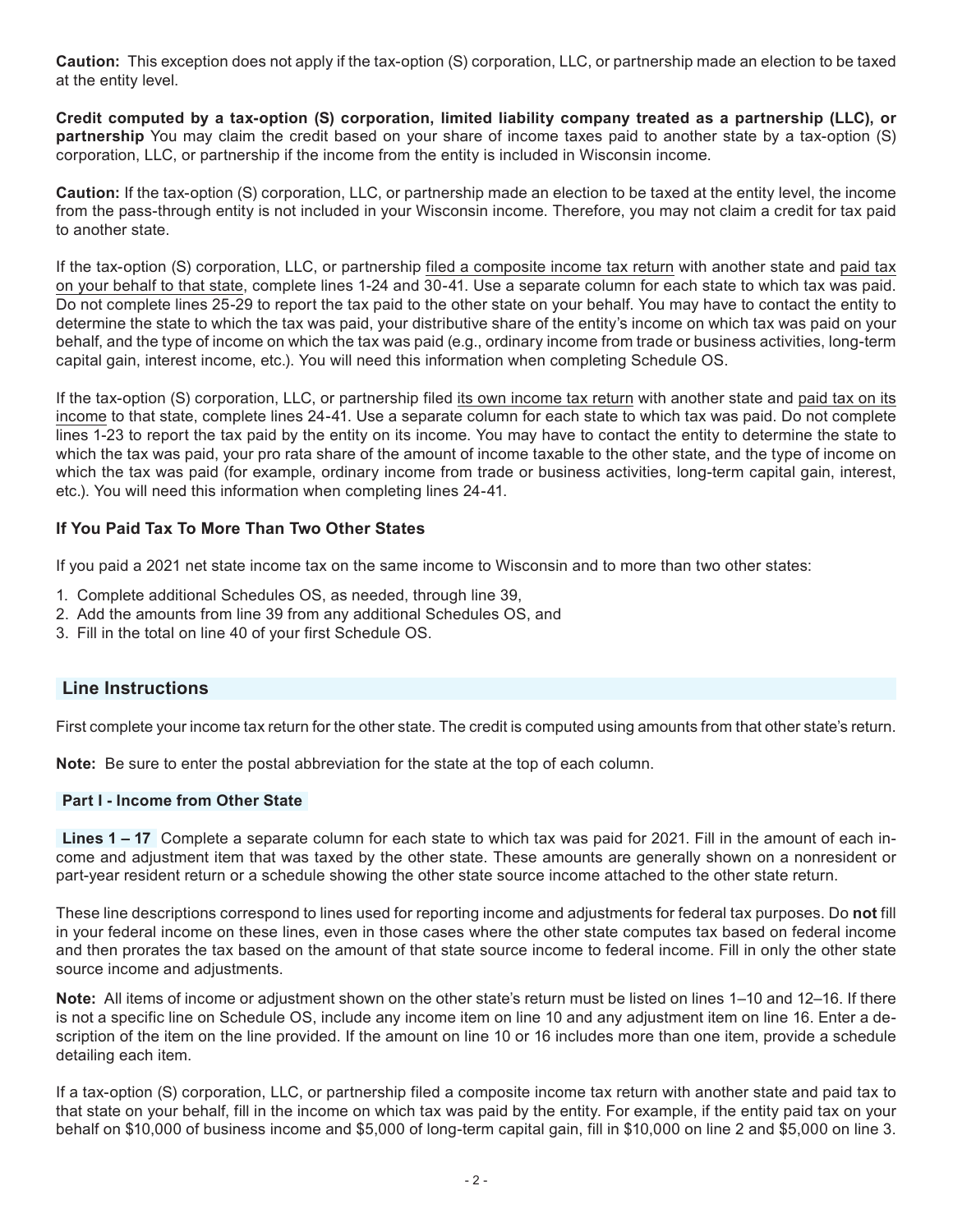**Caution:** This exception does not apply if the tax-option (S) corporation, LLC, or partnership made an election to be taxed at the entity level.

**Credit computed by a tax-option (S) corporation, limited liability company treated as a partnership (LLC), or partnership** You may claim the credit based on your share of income taxes paid to another state by a tax-option (S) corporation, LLC, or partnership if the income from the entity is included in Wisconsin income.

**Caution:** If the tax-option (S) corporation, LLC, or partnership made an election to be taxed at the entity level, the income from the pass-through entity is not included in your Wisconsin income. Therefore, you may not claim a credit for tax paid to another state.

If the tax-option (S) corporation, LLC, or partnership filed a composite income tax return with another state and paid tax on your behalf to that state, complete lines 1-24 and 30-41. Use a separate column for each state to which tax was paid. Do not complete lines 25-29 to report the tax paid to the other state on your behalf. You may have to contact the entity to determine the state to which the tax was paid, your distributive share of the entity's income on which tax was paid on your behalf, and the type of income on which the tax was paid (e.g., ordinary income from trade or business activities, long-term capital gain, interest income, etc.). You will need this information when completing Schedule OS.

If the tax-option (S) corporation, LLC, or partnership filed its own income tax return with another state and paid tax on its income to that state, complete lines 24-41. Use a separate column for each state to which tax was paid. Do not complete lines 1-23 to report the tax paid by the entity on its income. You may have to contact the entity to determine the state to which the tax was paid, your pro rata share of the amount of income taxable to the other state, and the type of income on which the tax was paid (for example, ordinary income from trade or business activities, long-term capital gain, interest, etc.). You will need this information when completing lines 24-41.

### If You Paid Tax To More Than Two Other States

If you paid a 2021 net state income tax on the same income to Wisconsin and to more than two other states:

1. Complete additional Schedules OS, as needed, through line 39,
2. Add the amounts from line 39 from any additional Schedules OS, and
3. Fill in the total on line 40 of your first Schedule OS.

## Line Instructions

First complete your income tax return for the other state. The credit is computed using amounts from that other state's return.

**Note:** Be sure to enter the postal abbreviation for the state at the top of each column.

### Part I - Income from Other State

**Lines 1 – 17** Complete a separate column for each state to which tax was paid for 2021. Fill in the amount of each income and adjustment item that was taxed by the other state. These amounts are generally shown on a nonresident or part-year resident return or a schedule showing the other state source income attached to the other state return.

These line descriptions correspond to lines used for reporting income and adjustments for federal tax purposes. Do **not** fill in your federal income on these lines, even in those cases where the other state computes tax based on federal income and then prorates the tax based on the amount of that state source income to federal income. Fill in only the other state source income and adjustments.

**Note:** All items of income or adjustment shown on the other state's return must be listed on lines 1–10 and 12–16. If there is not a specific line on Schedule OS, include any income item on line 10 and any adjustment item on line 16. Enter a description of the item on the line provided. If the amount on line 10 or 16 includes more than one item, provide a schedule detailing each item.

If a tax-option (S) corporation, LLC, or partnership filed a composite income tax return with another state and paid tax to that state on your behalf, fill in the income on which tax was paid by the entity. For example, if the entity paid tax on your behalf on $10,000 of business income and $5,000 of long-term capital gain, fill in $10,000 on line 2 and $5,000 on line 3.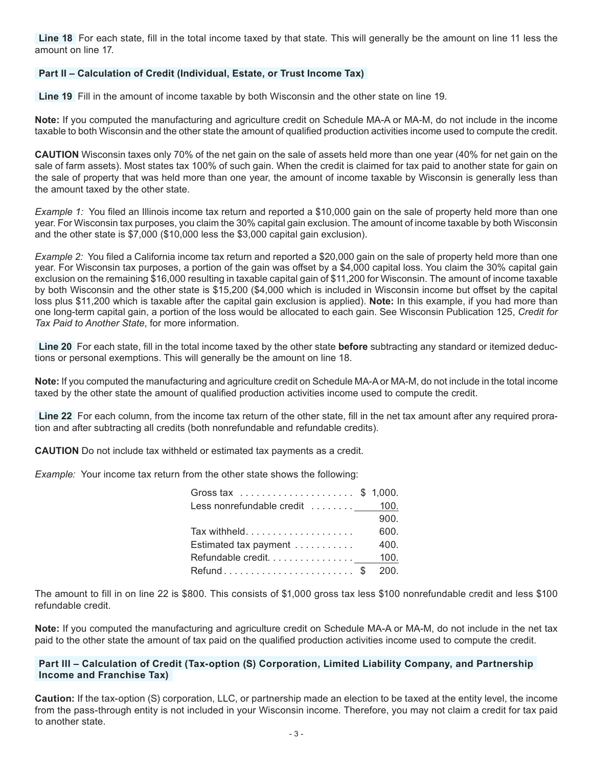**Line 18** For each state, fill in the total income taxed by that state. This will generally be the amount on line 11 less the amount on line 17.

### Part II – Calculation of Credit (Individual, Estate, or Trust Income Tax)

**Line 19** Fill in the amount of income taxable by both Wisconsin and the other state on line 19.

**Note:** If you computed the manufacturing and agriculture credit on Schedule MA-A or MA-M, do not include in the income taxable to both Wisconsin and the other state the amount of qualified production activities income used to compute the credit.

**CAUTION** Wisconsin taxes only 70% of the net gain on the sale of assets held more than one year (40% for net gain on the sale of farm assets). Most states tax 100% of such gain. When the credit is claimed for tax paid to another state for gain on the sale of property that was held more than one year, the amount of income taxable by Wisconsin is generally less than the amount taxed by the other state.

*Example 1:* You filed an Illinois income tax return and reported a $10,000 gain on the sale of property held more than one year. For Wisconsin tax purposes, you claim the 30% capital gain exclusion. The amount of income taxable by both Wisconsin and the other state is $7,000 ($10,000 less the $3,000 capital gain exclusion).

*Example 2:* You filed a California income tax return and reported a $20,000 gain on the sale of property held more than one year. For Wisconsin tax purposes, a portion of the gain was offset by a $4,000 capital loss. You claim the 30% capital gain exclusion on the remaining $16,000 resulting in taxable capital gain of $11,200 for Wisconsin. The amount of income taxable by both Wisconsin and the other state is $15,200 ($4,000 which is included in Wisconsin income but offset by the capital loss plus $11,200 which is taxable after the capital gain exclusion is applied). **Note:** In this example, if you had more than one long-term capital gain, a portion of the loss would be allocated to each gain. See Wisconsin Publication 125, *Credit for Tax Paid to Another State*, for more information.

**Line 20** For each state, fill in the total income taxed by the other state **before** subtracting any standard or itemized deductions or personal exemptions. This will generally be the amount on line 18.

**Note:** If you computed the manufacturing and agriculture credit on Schedule MA-A or MA-M, do not include in the total income taxed by the other state the amount of qualified production activities income used to compute the credit.

**Line 22** For each column, from the income tax return of the other state, fill in the net tax amount after any required proration and after subtracting all credits (both nonrefundable and refundable credits).

**CAUTION** Do not include tax withheld or estimated tax payments as a credit.

*Example:* Your income tax return from the other state shows the following:

| | |
|---|---|
| Gross tax | $ 1,000. |
| Less nonrefundable credit | 100. |
| | 900. |
| Tax withheld | 600. |
| Estimated tax payment | 400. |
| Refundable credit | 100. |
| Refund | $ 200. |

The amount to fill in on line 22 is $800. This consists of $1,000 gross tax less $100 nonrefundable credit and less $100 refundable credit.

**Note:** If you computed the manufacturing and agriculture credit on Schedule MA-A or MA-M, do not include in the net tax paid to the other state the amount of tax paid on the qualified production activities income used to compute the credit.

### Part III – Calculation of Credit (Tax-option (S) Corporation, Limited Liability Company, and Partnership Income and Franchise Tax)

**Caution:** If the tax-option (S) corporation, LLC, or partnership made an election to be taxed at the entity level, the income from the pass-through entity is not included in your Wisconsin income. Therefore, you may not claim a credit for tax paid to another state.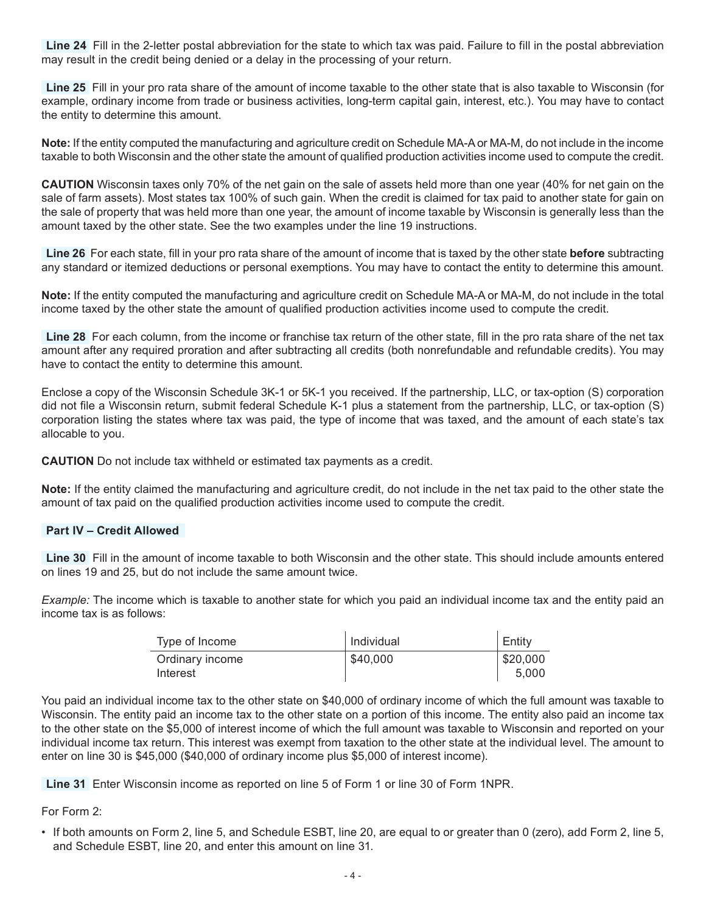**Line 24** Fill in the 2-letter postal abbreviation for the state to which tax was paid. Failure to fill in the postal abbreviation may result in the credit being denied or a delay in the processing of your return.

**Line 25** Fill in your pro rata share of the amount of income taxable to the other state that is also taxable to Wisconsin (for example, ordinary income from trade or business activities, long-term capital gain, interest, etc.). You may have to contact the entity to determine this amount.

**Note:** If the entity computed the manufacturing and agriculture credit on Schedule MA-A or MA-M, do not include in the income taxable to both Wisconsin and the other state the amount of qualified production activities income used to compute the credit.

**CAUTION** Wisconsin taxes only 70% of the net gain on the sale of assets held more than one year (40% for net gain on the sale of farm assets). Most states tax 100% of such gain. When the credit is claimed for tax paid to another state for gain on the sale of property that was held more than one year, the amount of income taxable by Wisconsin is generally less than the amount taxed by the other state. See the two examples under the line 19 instructions.

**Line 26** For each state, fill in your pro rata share of the amount of income that is taxed by the other state **before** subtracting any standard or itemized deductions or personal exemptions. You may have to contact the entity to determine this amount.

**Note:** If the entity computed the manufacturing and agriculture credit on Schedule MA-A or MA-M, do not include in the total income taxed by the other state the amount of qualified production activities income used to compute the credit.

**Line 28** For each column, from the income or franchise tax return of the other state, fill in the pro rata share of the net tax amount after any required proration and after subtracting all credits (both nonrefundable and refundable credits). You may have to contact the entity to determine this amount.

Enclose a copy of the Wisconsin Schedule 3K-1 or 5K-1 you received. If the partnership, LLC, or tax-option (S) corporation did not file a Wisconsin return, submit federal Schedule K-1 plus a statement from the partnership, LLC, or tax-option (S) corporation listing the states where tax was paid, the type of income that was taxed, and the amount of each state's tax allocable to you.

**CAUTION** Do not include tax withheld or estimated tax payments as a credit.

**Note:** If the entity claimed the manufacturing and agriculture credit, do not include in the net tax paid to the other state the amount of tax paid on the qualified production activities income used to compute the credit.

## Part IV – Credit Allowed

**Line 30** Fill in the amount of income taxable to both Wisconsin and the other state. This should include amounts entered on lines 19 and 25, but do not include the same amount twice.

*Example:* The income which is taxable to another state for which you paid an individual income tax and the entity paid an income tax is as follows:

| Type of Income | Individual | Entity |
|---|---|---|
| Ordinary income | $40,000 | $20,000 |
| Interest | | 5,000 |

You paid an individual income tax to the other state on $40,000 of ordinary income of which the full amount was taxable to Wisconsin. The entity paid an income tax to the other state on a portion of this income. The entity also paid an income tax to the other state on the $5,000 of interest income of which the full amount was taxable to Wisconsin and reported on your individual income tax return. This interest was exempt from taxation to the other state at the individual level. The amount to enter on line 30 is $45,000 ($40,000 of ordinary income plus $5,000 of interest income).

**Line 31** Enter Wisconsin income as reported on line 5 of Form 1 or line 30 of Form 1NPR.

For Form 2:

- If both amounts on Form 2, line 5, and Schedule ESBT, line 20, are equal to or greater than 0 (zero), add Form 2, line 5, and Schedule ESBT, line 20, and enter this amount on line 31.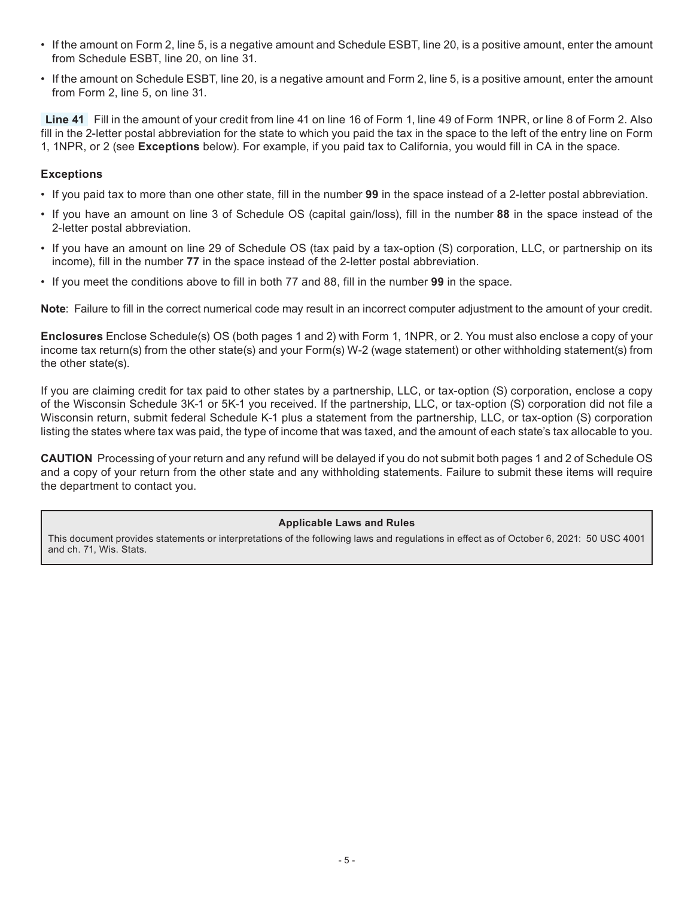- If the amount on Form 2, line 5, is a negative amount and Schedule ESBT, line 20, is a positive amount, enter the amount from Schedule ESBT, line 20, on line 31.
- If the amount on Schedule ESBT, line 20, is a negative amount and Form 2, line 5, is a positive amount, enter the amount from Form 2, line 5, on line 31.

**Line 41** Fill in the amount of your credit from line 41 on line 16 of Form 1, line 49 of Form 1NPR, or line 8 of Form 2. Also fill in the 2-letter postal abbreviation for the state to which you paid the tax in the space to the left of the entry line on Form 1, 1NPR, or 2 (see **Exceptions** below). For example, if you paid tax to California, you would fill in CA in the space.

### Exceptions

- If you paid tax to more than one other state, fill in the number **99** in the space instead of a 2-letter postal abbreviation.
- If you have an amount on line 3 of Schedule OS (capital gain/loss), fill in the number **88** in the space instead of the 2-letter postal abbreviation.
- If you have an amount on line 29 of Schedule OS (tax paid by a tax-option (S) corporation, LLC, or partnership on its income), fill in the number **77** in the space instead of the 2-letter postal abbreviation.
- If you meet the conditions above to fill in both 77 and 88, fill in the number **99** in the space.

**Note**: Failure to fill in the correct numerical code may result in an incorrect computer adjustment to the amount of your credit.

**Enclosures** Enclose Schedule(s) OS (both pages 1 and 2) with Form 1, 1NPR, or 2. You must also enclose a copy of your income tax return(s) from the other state(s) and your Form(s) W-2 (wage statement) or other withholding statement(s) from the other state(s).

If you are claiming credit for tax paid to other states by a partnership, LLC, or tax-option (S) corporation, enclose a copy of the Wisconsin Schedule 3K-1 or 5K-1 you received. If the partnership, LLC, or tax-option (S) corporation did not file a Wisconsin return, submit federal Schedule K-1 plus a statement from the partnership, LLC, or tax-option (S) corporation listing the states where tax was paid, the type of income that was taxed, and the amount of each state's tax allocable to you.

**CAUTION** Processing of your return and any refund will be delayed if you do not submit both pages 1 and 2 of Schedule OS and a copy of your return from the other state and any withholding statements. Failure to submit these items will require the department to contact you.

**Applicable Laws and Rules**

This document provides statements or interpretations of the following laws and regulations in effect as of October 6, 2021: 50 USC 4001 and ch. 71, Wis. Stats.